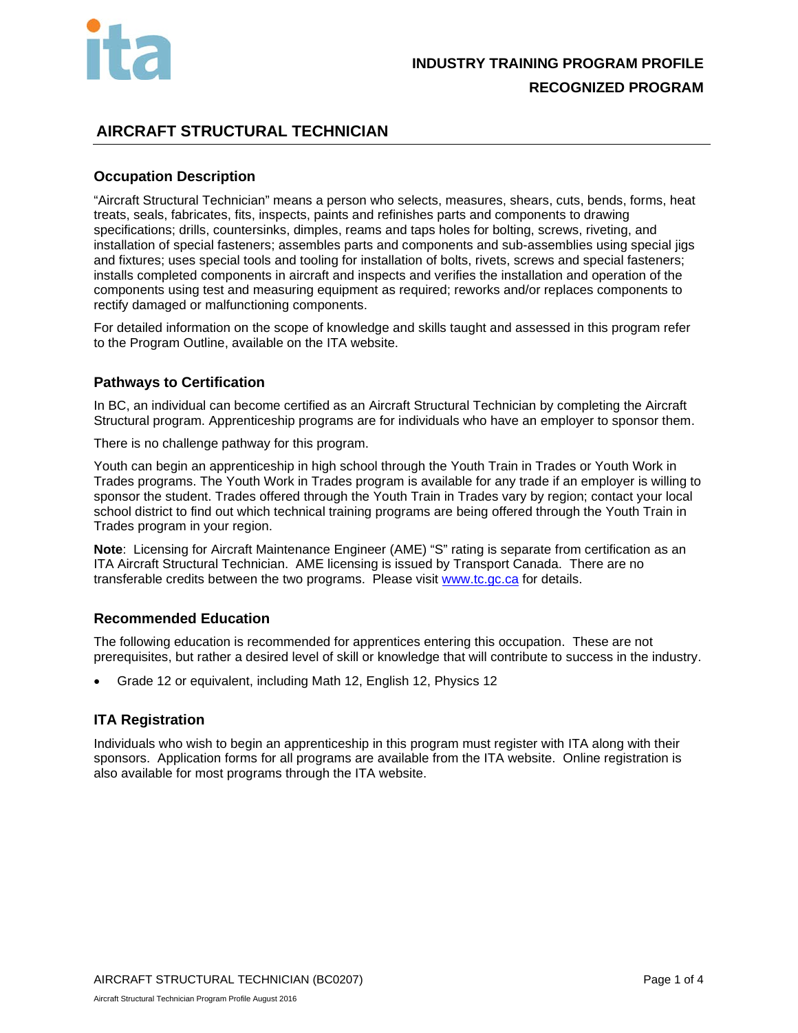**INDUSTRY TRAINING PROGRAM PROFILE**

**RECOGNIZED PROGRAM**

# AIRCRAFT STRUCTURAL TECHNICIAN

## Occupation Description

"Aircraft Structural Technician" means a person who selects, measures, shears, cuts, bends, forms, heat treats, seals, fabricates, fits, inspects, paints and refinishes parts and components to drawing specifications; drills, countersinks, dimples, reams and taps holes for bolting, screws, riveting, and installation of special fasteners; assembles parts and components and sub-assemblies using special jigs and fixtures; uses special tools and tooling for installation of bolts, rivets, screws and special fasteners; installs completed components in aircraft and inspects and verifies the installation and operation of the components using test and measuring equipment as required; reworks and/or replaces components to rectify damaged or malfunctioning components.

For detailed information on the scope of knowledge and skills taught and assessed in this program refer to the Program Outline, available on the ITA website.

## Pathways to Certification

In BC, an individual can become certified as an Aircraft Structural Technician by completing the Aircraft Structural program. Apprenticeship programs are for individuals who have an employer to sponsor them.

There is no challenge pathway for this program.

Youth can begin an apprenticeship in high school through the Youth Train in Trades or Youth Work in Trades programs. The Youth Work in Trades program is available for any trade if an employer is willing to sponsor the student. Trades offered through the Youth Train in Trades vary by region; contact your local school district to find out which technical training programs are being offered through the Youth Train in Trades program in your region.

**Note**: Licensing for Aircraft Maintenance Engineer (AME) "S" rating is separate from certification as an ITA Aircraft Structural Technician. AME licensing is issued by Transport Canada. There are no transferable credits between the two programs. Please visit www.tc.gc.ca for details.

## Recommended Education

The following education is recommended for apprentices entering this occupation. These are not prerequisites, but rather a desired level of skill or knowledge that will contribute to success in the industry.

- Grade 12 or equivalent, including Math 12, English 12, Physics 12

## ITA Registration

Individuals who wish to begin an apprenticeship in this program must register with ITA along with their sponsors. Application forms for all programs are available from the ITA website. Online registration is also available for most programs through the ITA website.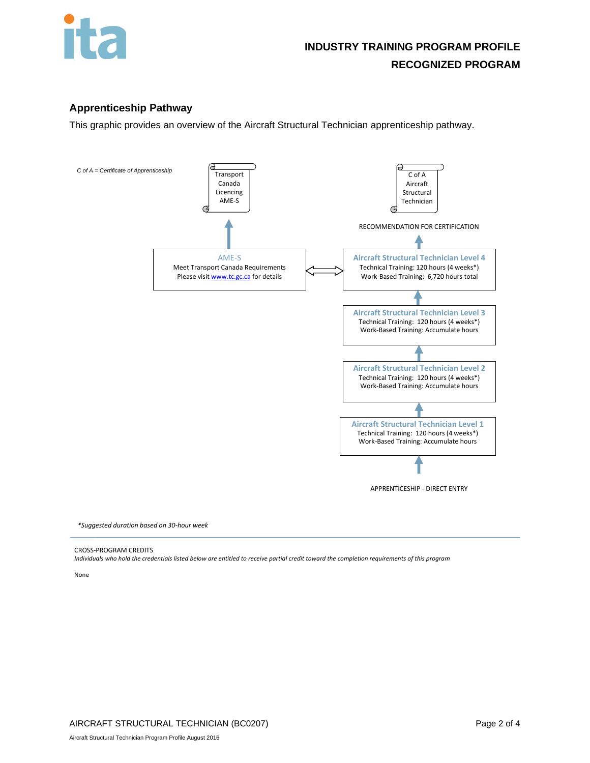## Apprenticeship Pathway

This graphic provides an overview of the Aircraft Structural Technician apprenticeship pathway.

*C of A = Certificate of Apprenticeship*

Transport Canada Licencing AME-S

C of A Aircraft Structural Technician

RECOMMENDATION FOR CERTIFICATION

**AME-S**
Meet Transport Canada Requirements
Please visit [www.tc.gc.ca](http://www.tc.gc.ca) for details

**Aircraft Structural Technician Level 4**
Technical Training: 120 hours (4 weeks*)
Work-Based Training: 6,720 hours total

**Aircraft Structural Technician Level 3**
Technical Training: 120 hours (4 weeks*)
Work-Based Training: Accumulate hours

**Aircraft Structural Technician Level 2**
Technical Training: 120 hours (4 weeks*)
Work-Based Training: Accumulate hours

**Aircraft Structural Technician Level 1**
Technical Training: 120 hours (4 weeks*)
Work-Based Training: Accumulate hours

APPRENTICESHIP - DIRECT ENTRY

*\*Suggested duration based on 30-hour week*

---

CROSS-PROGRAM CREDITS

*Individuals who hold the credentials listed below are entitled to receive partial credit toward the completion requirements of this program*

None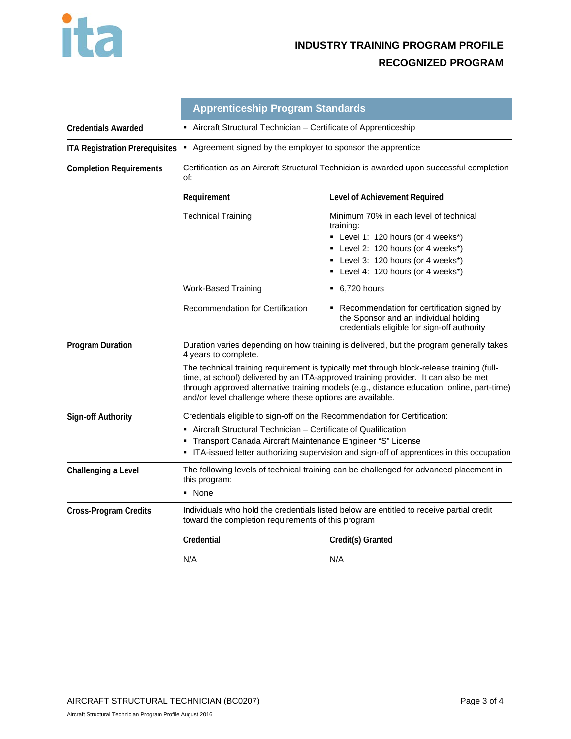# INDUSTRY TRAINING PROGRAM PROFILE

## RECOGNIZED PROGRAM

## Apprenticeship Program Standards

**Credentials Awarded**

- Aircraft Structural Technician – Certificate of Apprenticeship

**ITA Registration Prerequisites**

- Agreement signed by the employer to sponsor the apprentice

**Completion Requirements**

Certification as an Aircraft Structural Technician is awarded upon successful completion of:

| Requirement | Level of Achievement Required |
|---|---|
| Technical Training | Minimum 70% in each level of technical training:<br>▪ Level 1: 120 hours (or 4 weeks*)<br>▪ Level 2: 120 hours (or 4 weeks*)<br>▪ Level 3: 120 hours (or 4 weeks*)<br>▪ Level 4: 120 hours (or 4 weeks*) |
| Work-Based Training | ▪ 6,720 hours |
| Recommendation for Certification | ▪ Recommendation for certification signed by the Sponsor and an individual holding credentials eligible for sign-off authority |

**Program Duration**

Duration varies depending on how training is delivered, but the program generally takes 4 years to complete.

The technical training requirement is typically met through block-release training (full-time, at school) delivered by an ITA-approved training provider. It can also be met through approved alternative training models (e.g., distance education, online, part-time) and/or level challenge where these options are available.

**Sign-off Authority**

Credentials eligible to sign-off on the Recommendation for Certification:

- Aircraft Structural Technician – Certificate of Qualification
- Transport Canada Aircraft Maintenance Engineer "S" License
- ITA-issued letter authorizing supervision and sign-off of apprentices in this occupation

**Challenging a Level**

The following levels of technical training can be challenged for advanced placement in this program:

- None

**Cross-Program Credits**

Individuals who hold the credentials listed below are entitled to receive partial credit toward the completion requirements of this program

| Credential | Credit(s) Granted |
|---|---|
| N/A | N/A |

AIRCRAFT STRUCTURAL TECHNICIAN (BC0207)

Aircraft Structural Technician Program Profile August 2016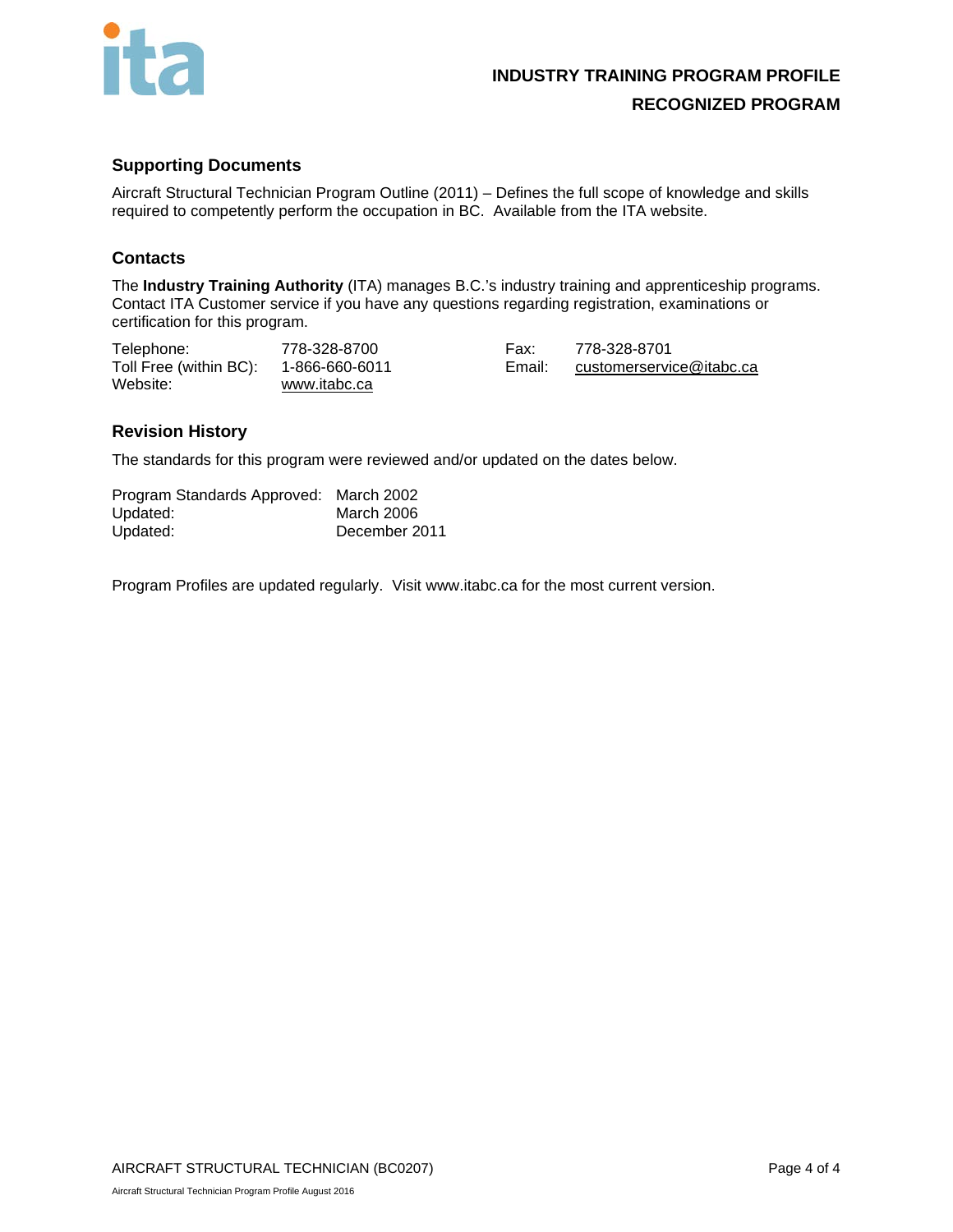## Supporting Documents

Aircraft Structural Technician Program Outline (2011) – Defines the full scope of knowledge and skills required to competently perform the occupation in BC. Available from the ITA website.

## Contacts

The **Industry Training Authority** (ITA) manages B.C.'s industry training and apprenticeship programs. Contact ITA Customer service if you have any questions regarding registration, examinations or certification for this program.

| | | | |
|---|---|---|---|
| Telephone: | 778-328-8700 | Fax: | 778-328-8701 |
| Toll Free (within BC): | 1-866-660-6011 | Email: | customerservice@itabc.ca |
| Website: | www.itabc.ca | | |

## Revision History

The standards for this program were reviewed and/or updated on the dates below.

| | |
|---|---|
| Program Standards Approved: | March 2002 |
| Updated: | March 2006 |
| Updated: | December 2011 |

Program Profiles are updated regularly. Visit www.itabc.ca for the most current version.